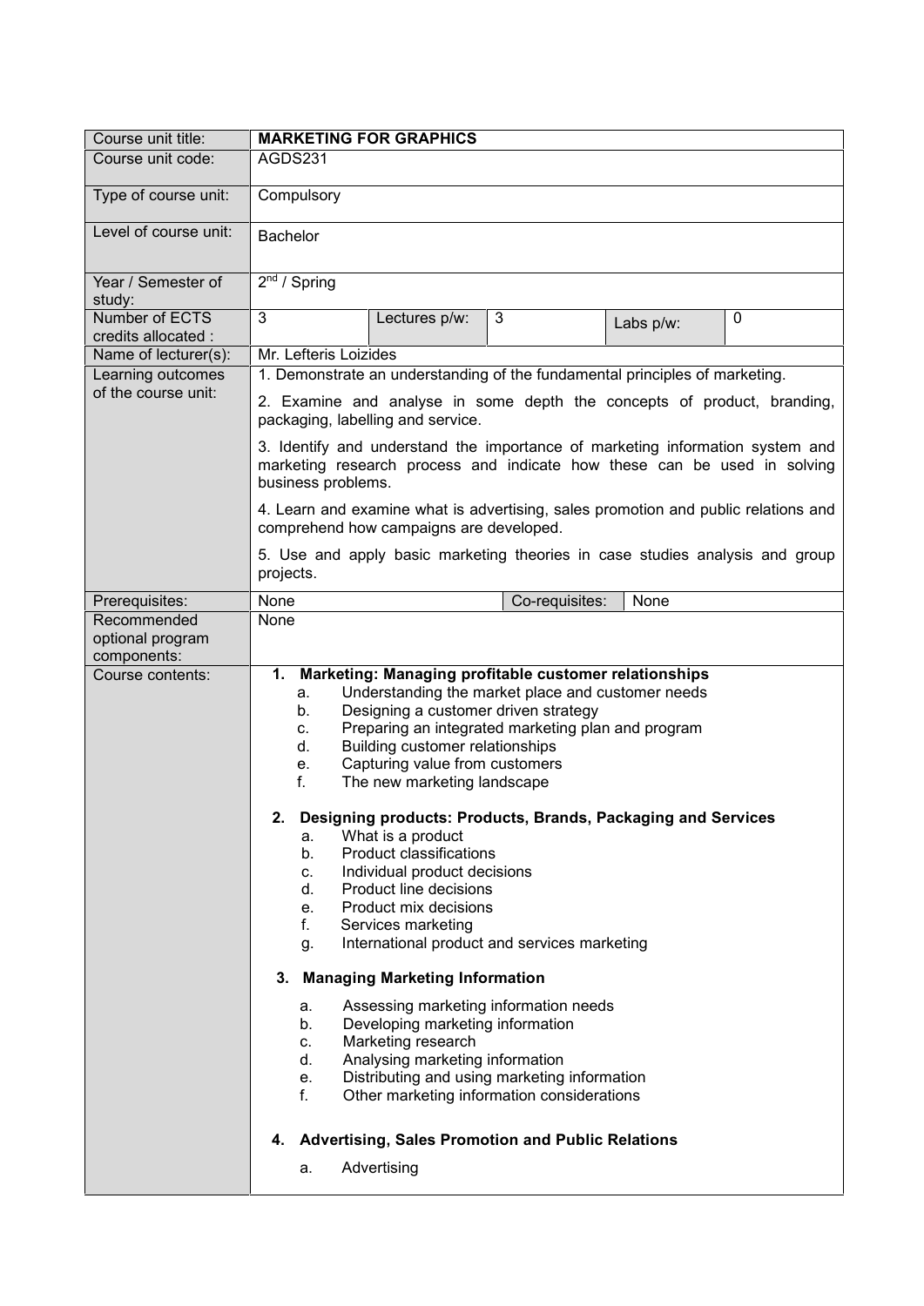| Course unit title: | **MARKETING FOR GRAPHICS** | | | | |
|---|---|---|---|---|---|
| Course unit code: | AGDS231 | | | | |
| Type of course unit: | Compulsory | | | | |
| Level of course unit: | Bachelor | | | | |
| Year / Semester of study: | 2nd / Spring | | | | |
| Number of ECTS credits allocated : | 3 | Lectures p/w: | 3 | Labs p/w: | 0 |
| Name of lecturer(s): | Mr. Lefteris Loizides | | | | |
| Learning outcomes of the course unit: | 1. Demonstrate an understanding of the fundamental principles of marketing.<br><br>2. Examine and analyse in some depth the concepts of product, branding, packaging, labelling and service.<br><br>3. Identify and understand the importance of marketing information system and marketing research process and indicate how these can be used in solving business problems.<br><br>4. Learn and examine what is advertising, sales promotion and public relations and comprehend how campaigns are developed.<br><br>5. Use and apply basic marketing theories in case studies analysis and group projects. | | | | |
| Prerequisites: | None | | Co-requisites: | None | |
| Recommended optional program components: | None | | | | |
| Course contents: | **1. Marketing: Managing profitable customer relationships**<br>a. Understanding the market place and customer needs<br>b. Designing a customer driven strategy<br>c. Preparing an integrated marketing plan and program<br>d. Building customer relationships<br>e. Capturing value from customers<br>f. The new marketing landscape<br><br>**2. Designing products: Products, Brands, Packaging and Services**<br>a. What is a product<br>b. Product classifications<br>c. Individual product decisions<br>d. Product line decisions<br>e. Product mix decisions<br>f. Services marketing<br>g. International product and services marketing<br><br>**3. Managing Marketing Information**<br>a. Assessing marketing information needs<br>b. Developing marketing information<br>c. Marketing research<br>d. Analysing marketing information<br>e. Distributing and using marketing information<br>f. Other marketing information considerations<br><br>**4. Advertising, Sales Promotion and Public Relations**<br>a. Advertising | | | | |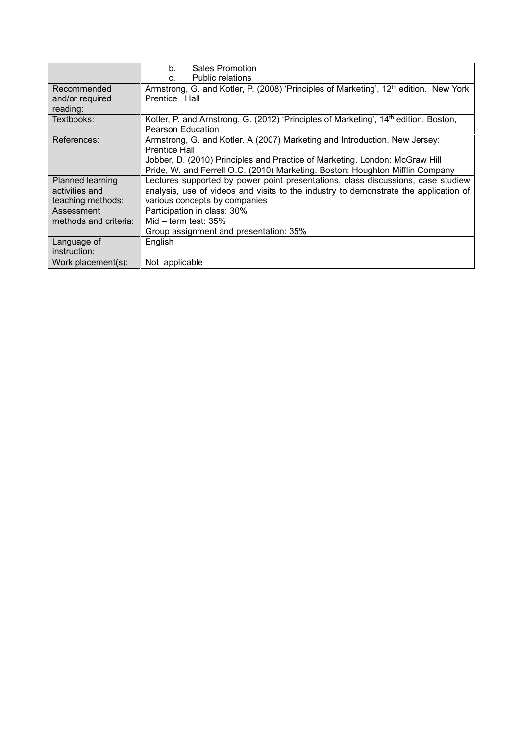| | |
|---|---|
| | b. Sales Promotion<br>c. Public relations |
| Recommended and/or required reading: | Armstrong, G. and Kotler, P. (2008) 'Principles of Marketing', 12th edition. New York Prentice Hall |
| Textbooks: | Kotler, P. and Arnstrong, G. (2012) 'Principles of Marketing', 14th edition. Boston, Pearson Education |
| References: | Armstrong, G. and Kotler. A (2007) Marketing and Introduction. New Jersey: Prentice Hall<br>Jobber, D. (2010) Principles and Practice of Marketing. London: McGraw Hill<br>Pride, W. and Ferrell O.C. (2010) Marketing. Boston: Houghton Mifflin Company |
| Planned learning activities and teaching methods: | Lectures supported by power point presentations, class discussions, case studiew analysis, use of videos and visits to the industry to demonstrate the application of various concepts by companies |
| Assessment methods and criteria: | Participation in class: 30%<br>Mid – term test: 35%<br>Group assignment and presentation: 35% |
| Language of instruction: | English |
| Work placement(s): | Not applicable |